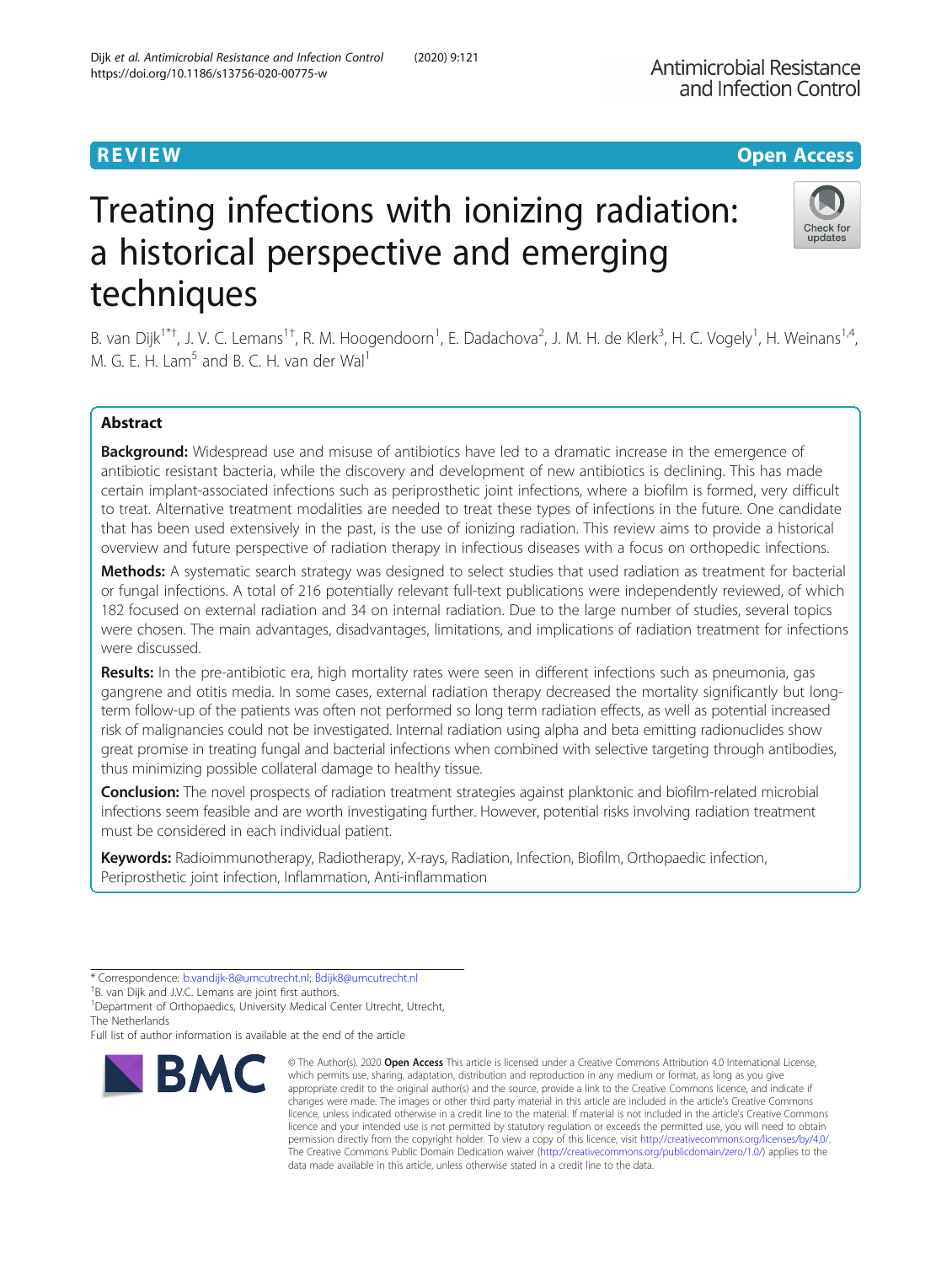REVIEW

Open Access

# Treating infections with ionizing radiation: a historical perspective and emerging techniques

B. van Dijk[1*†], J. V. C. Lemans[1†], R. M. Hoogendoorn[1], E. Dadachova[2], J. M. H. de Klerk[3], H. C. Vogely[1], H. Weinans[1,4], M. G. E. H. Lam[5] and B. C. H. van der Wal[1]

## Abstract

**Background:** Widespread use and misuse of antibiotics have led to a dramatic increase in the emergence of antibiotic resistant bacteria, while the discovery and development of new antibiotics is declining. This has made certain implant-associated infections such as periprosthetic joint infections, where a biofilm is formed, very difficult to treat. Alternative treatment modalities are needed to treat these types of infections in the future. One candidate that has been used extensively in the past, is the use of ionizing radiation. This review aims to provide a historical overview and future perspective of radiation therapy in infectious diseases with a focus on orthopedic infections.

**Methods:** A systematic search strategy was designed to select studies that used radiation as treatment for bacterial or fungal infections. A total of 216 potentially relevant full-text publications were independently reviewed, of which 182 focused on external radiation and 34 on internal radiation. Due to the large number of studies, several topics were chosen. The main advantages, disadvantages, limitations, and implications of radiation treatment for infections were discussed.

**Results:** In the pre-antibiotic era, high mortality rates were seen in different infections such as pneumonia, gas gangrene and otitis media. In some cases, external radiation therapy decreased the mortality significantly but long-term follow-up of the patients was often not performed so long term radiation effects, as well as potential increased risk of malignancies could not be investigated. Internal radiation using alpha and beta emitting radionuclides show great promise in treating fungal and bacterial infections when combined with selective targeting through antibodies, thus minimizing possible collateral damage to healthy tissue.

**Conclusion:** The novel prospects of radiation treatment strategies against planktonic and biofilm-related microbial infections seem feasible and are worth investigating further. However, potential risks involving radiation treatment must be considered in each individual patient.

**Keywords:** Radioimmunotherapy, Radiotherapy, X-rays, Radiation, Infection, Biofilm, Orthopaedic infection, Periprosthetic joint infection, Inflammation, Anti-inflammation

---

\* Correspondence: b.vandijk-8@umcutrecht.nl; Bdijk8@umcutrecht.nl

† B. van Dijk and J.V.C. Lemans are joint first authors.

[1] Department of Orthopaedics, University Medical Center Utrecht, Utrecht, The Netherlands

Full list of author information is available at the end of the article

© The Author(s). 2020 **Open Access** This article is licensed under a Creative Commons Attribution 4.0 International License, which permits use, sharing, adaptation, distribution and reproduction in any medium or format, as long as you give appropriate credit to the original author(s) and the source, provide a link to the Creative Commons licence, and indicate if changes were made. The images or other third party material in this article are included in the article's Creative Commons licence, unless indicated otherwise in a credit line to the material. If material is not included in the article's Creative Commons licence and your intended use is not permitted by statutory regulation or exceeds the permitted use, you will need to obtain permission directly from the copyright holder. To view a copy of this licence, visit http://creativecommons.org/licenses/by/4.0/. The Creative Commons Public Domain Dedication waiver (http://creativecommons.org/publicdomain/zero/1.0/) applies to the data made available in this article, unless otherwise stated in a credit line to the data.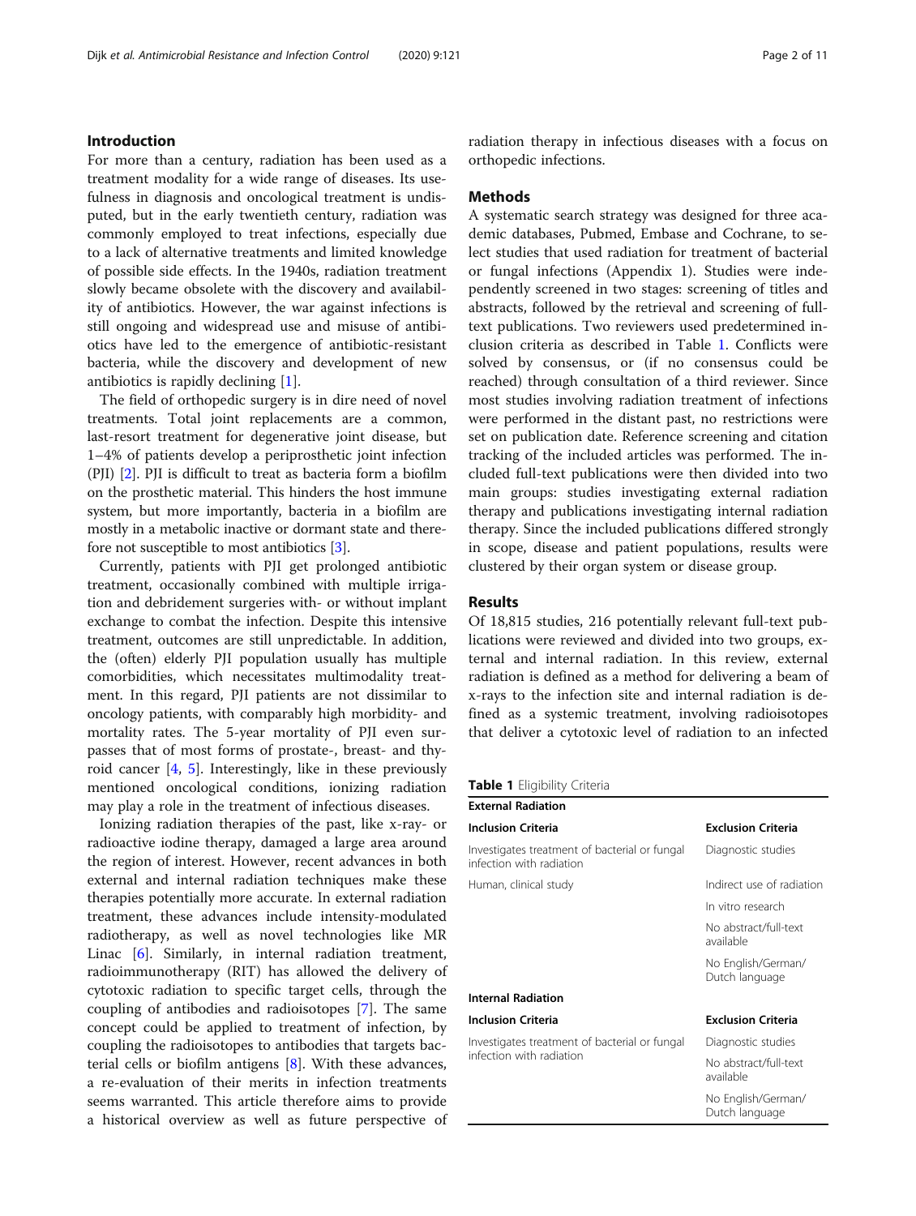## Introduction

For more than a century, radiation has been used as a treatment modality for a wide range of diseases. Its usefulness in diagnosis and oncological treatment is undisputed, but in the early twentieth century, radiation was commonly employed to treat infections, especially due to a lack of alternative treatments and limited knowledge of possible side effects. In the 1940s, radiation treatment slowly became obsolete with the discovery and availability of antibiotics. However, the war against infections is still ongoing and widespread use and misuse of antibiotics have led to the emergence of antibiotic-resistant bacteria, while the discovery and development of new antibiotics is rapidly declining [1].

The field of orthopedic surgery is in dire need of novel treatments. Total joint replacements are a common, last-resort treatment for degenerative joint disease, but 1–4% of patients develop a periprosthetic joint infection (PJI) [2]. PJI is difficult to treat as bacteria form a biofilm on the prosthetic material. This hinders the host immune system, but more importantly, bacteria in a biofilm are mostly in a metabolic inactive or dormant state and therefore not susceptible to most antibiotics [3].

Currently, patients with PJI get prolonged antibiotic treatment, occasionally combined with multiple irrigation and debridement surgeries with- or without implant exchange to combat the infection. Despite this intensive treatment, outcomes are still unpredictable. In addition, the (often) elderly PJI population usually has multiple comorbidities, which necessitates multimodality treatment. In this regard, PJI patients are not dissimilar to oncology patients, with comparably high morbidity- and mortality rates. The 5-year mortality of PJI even surpasses that of most forms of prostate-, breast- and thyroid cancer [4, 5]. Interestingly, like in these previously mentioned oncological conditions, ionizing radiation may play a role in the treatment of infectious diseases.

Ionizing radiation therapies of the past, like x-ray- or radioactive iodine therapy, damaged a large area around the region of interest. However, recent advances in both external and internal radiation techniques make these therapies potentially more accurate. In external radiation treatment, these advances include intensity-modulated radiotherapy, as well as novel technologies like MR Linac [6]. Similarly, in internal radiation treatment, radioimmunotherapy (RIT) has allowed the delivery of cytotoxic radiation to specific target cells, through the coupling of antibodies and radioisotopes [7]. The same concept could be applied to treatment of infection, by coupling the radioisotopes to antibodies that targets bacterial cells or biofilm antigens [8]. With these advances, a re-evaluation of their merits in infection treatments seems warranted. This article therefore aims to provide a historical overview as well as future perspective of radiation therapy in infectious diseases with a focus on orthopedic infections.

## Methods

A systematic search strategy was designed for three academic databases, Pubmed, Embase and Cochrane, to select studies that used radiation for treatment of bacterial or fungal infections (Appendix 1). Studies were independently screened in two stages: screening of titles and abstracts, followed by the retrieval and screening of full-text publications. Two reviewers used predetermined inclusion criteria as described in Table 1. Conflicts were solved by consensus, or (if no consensus could be reached) through consultation of a third reviewer. Since most studies involving radiation treatment of infections were performed in the distant past, no restrictions were set on publication date. Reference screening and citation tracking of the included articles was performed. The included full-text publications were then divided into two main groups: studies investigating external radiation therapy and publications investigating internal radiation therapy. Since the included publications differed strongly in scope, disease and patient populations, results were clustered by their organ system or disease group.

## Results

Of 18,815 studies, 216 potentially relevant full-text publications were reviewed and divided into two groups, external and internal radiation. In this review, external radiation is defined as a method for delivering a beam of x-rays to the infection site and internal radiation is defined as a systemic treatment, involving radioisotopes that deliver a cytotoxic level of radiation to an infected

**Table 1** Eligibility Criteria

| **External Radiation** | |
|---|---|
| **Inclusion Criteria** | **Exclusion Criteria** |
| Investigates treatment of bacterial or fungal infection with radiation | Diagnostic studies |
| Human, clinical study | Indirect use of radiation |
| | In vitro research |
| | No abstract/full-text available |
| | No English/German/ Dutch language |
| **Internal Radiation** | |
| **Inclusion Criteria** | **Exclusion Criteria** |
| Investigates treatment of bacterial or fungal infection with radiation | Diagnostic studies |
| | No abstract/full-text available |
| | No English/German/ Dutch language |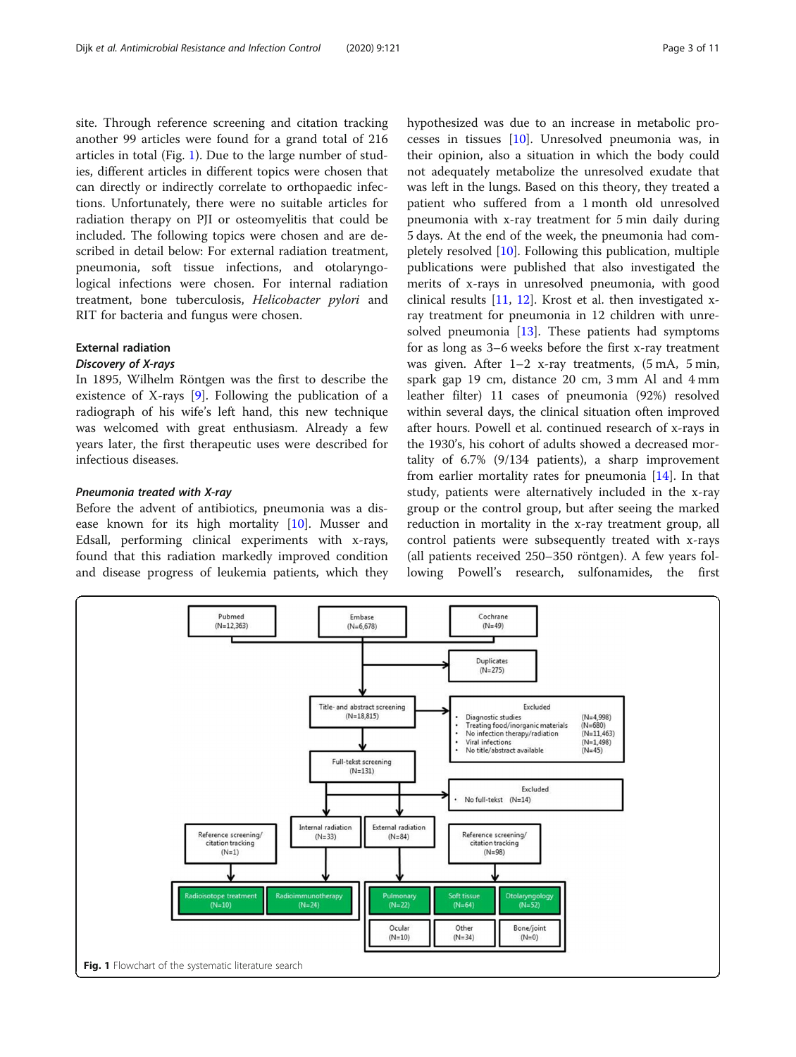site. Through reference screening and citation tracking another 99 articles were found for a grand total of 216 articles in total (Fig. 1). Due to the large number of studies, different articles in different topics were chosen that can directly or indirectly correlate to orthopaedic infections. Unfortunately, there were no suitable articles for radiation therapy on PJI or osteomyelitis that could be included. The following topics were chosen and are described in detail below: For external radiation treatment, pneumonia, soft tissue infections, and otolaryngological infections were chosen. For internal radiation treatment, bone tuberculosis, *Helicobacter pylori* and RIT for bacteria and fungus were chosen.

## External radiation

### *Discovery of X-rays*

In 1895, Wilhelm Röntgen was the first to describe the existence of X-rays [9]. Following the publication of a radiograph of his wife's left hand, this new technique was welcomed with great enthusiasm. Already a few years later, the first therapeutic uses were described for infectious diseases.

### *Pneumonia treated with X-ray*

Before the advent of antibiotics, pneumonia was a disease known for its high mortality [10]. Musser and Edsall, performing clinical experiments with x-rays, found that this radiation markedly improved condition and disease progress of leukemia patients, which they hypothesized was due to an increase in metabolic processes in tissues [10]. Unresolved pneumonia was, in their opinion, also a situation in which the body could not adequately metabolize the unresolved exudate that was left in the lungs. Based on this theory, they treated a patient who suffered from a 1 month old unresolved pneumonia with x-ray treatment for 5 min daily during 5 days. At the end of the week, the pneumonia had completely resolved [10]. Following this publication, multiple publications were published that also investigated the merits of x-rays in unresolved pneumonia, with good clinical results [11, 12]. Krost et al. then investigated x-ray treatment for pneumonia in 12 children with unresolved pneumonia [13]. These patients had symptoms for as long as 3–6 weeks before the first x-ray treatment was given. After 1–2 x-ray treatments, (5 mA, 5 min, spark gap 19 cm, distance 20 cm, 3 mm Al and 4 mm leather filter) 11 cases of pneumonia (92%) resolved within several days, the clinical situation often improved after hours. Powell et al. continued research of x-rays in the 1930's, his cohort of adults showed a decreased mortality of 6.7% (9/134 patients), a sharp improvement from earlier mortality rates for pneumonia [14]. In that study, patients were alternatively included in the x-ray group or the control group, but after seeing the marked reduction in mortality in the x-ray treatment group, all control patients were subsequently treated with x-rays (all patients received 250–350 röntgen). A few years following Powell's research, sulfonamides, the first

Pubmed (N=12,363) | Embase (N=6,678) | Cochrane (N=49)

Duplicates (N=275)

Title- and abstract screening (N=18,815)

Excluded
- Diagnostic studies (N=4,998)
- Treating food/inorganic materials (N=680)
- No infection therapy/radiation (N=11,463)
- Viral infections (N=1,498)
- No title/abstract available (N=45)

Full-tekst screening (N=131)

Excluded
- No full-tekst (N=14)

Reference screening/citation tracking (N=1) | Internal radiation (N=33) | External radiation (N=84) | Reference screening/citation tracking (N=98)

Radioisotope treatment (N=10) | Radioimmunotherapy (N=24)

Pulmonary (N=22) | Soft tissue (N=64) | Otolaryngology (N=52)

Ocular (N=10) | Other (N=34) | Bone/joint (N=0)

**Fig. 1** Flowchart of the systematic literature search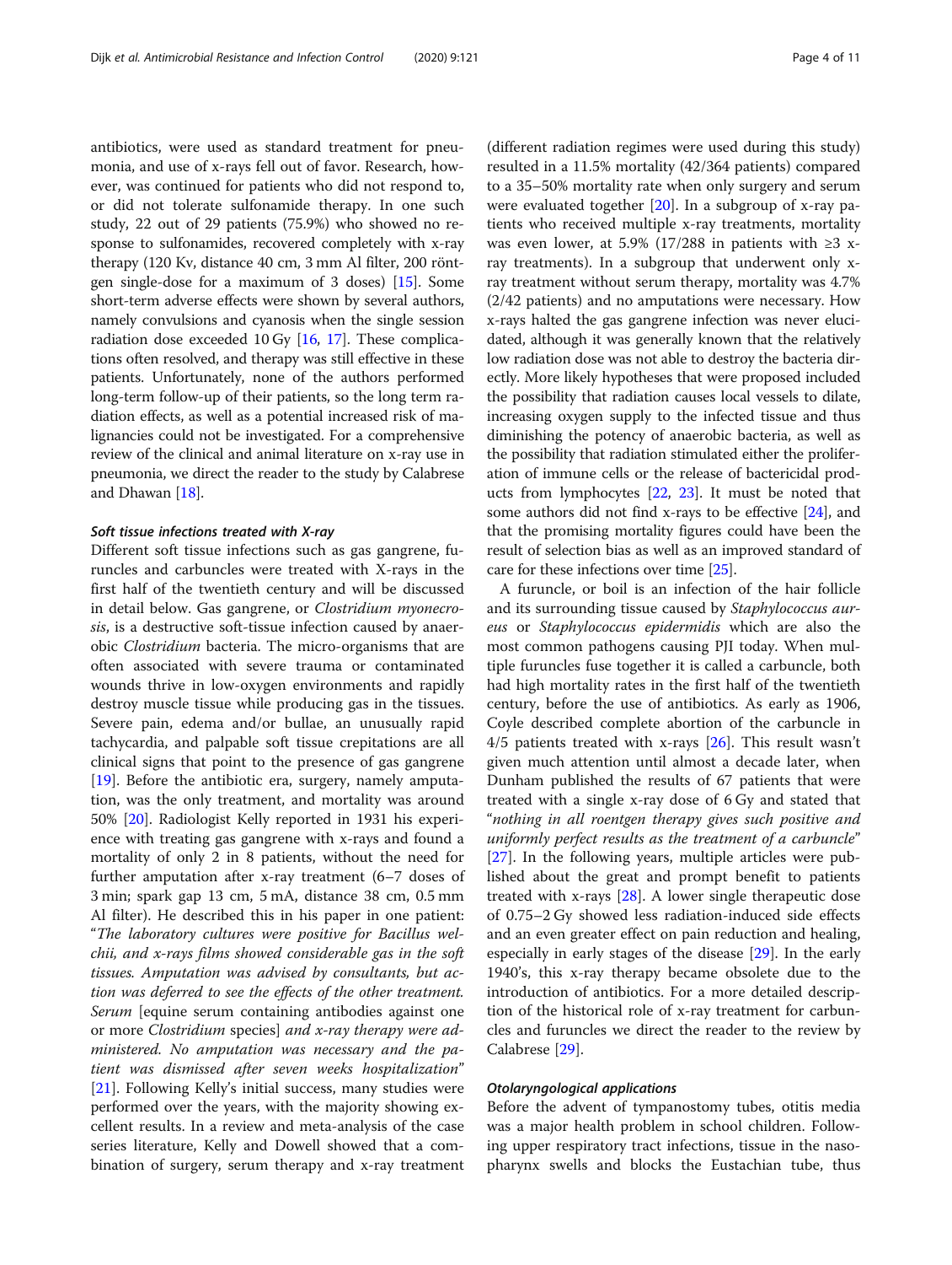antibiotics, were used as standard treatment for pneumonia, and use of x-rays fell out of favor. Research, however, was continued for patients who did not respond to, or did not tolerate sulfonamide therapy. In one such study, 22 out of 29 patients (75.9%) who showed no response to sulfonamides, recovered completely with x-ray therapy (120 Kv, distance 40 cm, 3 mm Al filter, 200 röntgen single-dose for a maximum of 3 doses) [15]. Some short-term adverse effects were shown by several authors, namely convulsions and cyanosis when the single session radiation dose exceeded 10 Gy [16, 17]. These complications often resolved, and therapy was still effective in these patients. Unfortunately, none of the authors performed long-term follow-up of their patients, so the long term radiation effects, as well as a potential increased risk of malignancies could not be investigated. For a comprehensive review of the clinical and animal literature on x-ray use in pneumonia, we direct the reader to the study by Calabrese and Dhawan [18].

#### *Soft tissue infections treated with X-ray*

Different soft tissue infections such as gas gangrene, furuncles and carbuncles were treated with X-rays in the first half of the twentieth century and will be discussed in detail below. Gas gangrene, or *Clostridium myonecrosis*, is a destructive soft-tissue infection caused by anaerobic *Clostridium* bacteria. The micro-organisms that are often associated with severe trauma or contaminated wounds thrive in low-oxygen environments and rapidly destroy muscle tissue while producing gas in the tissues. Severe pain, edema and/or bullae, an unusually rapid tachycardia, and palpable soft tissue crepitations are all clinical signs that point to the presence of gas gangrene [19]. Before the antibiotic era, surgery, namely amputation, was the only treatment, and mortality was around 50% [20]. Radiologist Kelly reported in 1931 his experience with treating gas gangrene with x-rays and found a mortality of only 2 in 8 patients, without the need for further amputation after x-ray treatment (6–7 doses of 3 min; spark gap 13 cm, 5 mA, distance 38 cm, 0.5 mm Al filter). He described this in his paper in one patient: "*The laboratory cultures were positive for Bacillus welchii, and x-rays films showed considerable gas in the soft tissues. Amputation was advised by consultants, but action was deferred to see the effects of the other treatment. Serum* [equine serum containing antibodies against one or more *Clostridium* species] *and x-ray therapy were administered. No amputation was necessary and the patient was dismissed after seven weeks hospitalization*" [21]. Following Kelly's initial success, many studies were performed over the years, with the majority showing excellent results. In a review and meta-analysis of the case series literature, Kelly and Dowell showed that a combination of surgery, serum therapy and x-ray treatment (different radiation regimes were used during this study) resulted in a 11.5% mortality (42/364 patients) compared to a 35–50% mortality rate when only surgery and serum were evaluated together [20]. In a subgroup of x-ray patients who received multiple x-ray treatments, mortality was even lower, at 5.9% (17/288 in patients with ≥3 x-ray treatments). In a subgroup that underwent only x-ray treatment without serum therapy, mortality was 4.7% (2/42 patients) and no amputations were necessary. How x-rays halted the gas gangrene infection was never elucidated, although it was generally known that the relatively low radiation dose was not able to destroy the bacteria directly. More likely hypotheses that were proposed included the possibility that radiation causes local vessels to dilate, increasing oxygen supply to the infected tissue and thus diminishing the potency of anaerobic bacteria, as well as the possibility that radiation stimulated either the proliferation of immune cells or the release of bactericidal products from lymphocytes [22, 23]. It must be noted that some authors did not find x-rays to be effective [24], and that the promising mortality figures could have been the result of selection bias as well as an improved standard of care for these infections over time [25].

A furuncle, or boil is an infection of the hair follicle and its surrounding tissue caused by *Staphylococcus aureus* or *Staphylococcus epidermidis* which are also the most common pathogens causing PJI today. When multiple furuncles fuse together it is called a carbuncle, both had high mortality rates in the first half of the twentieth century, before the use of antibiotics. As early as 1906, Coyle described complete abortion of the carbuncle in 4/5 patients treated with x-rays [26]. This result wasn't given much attention until almost a decade later, when Dunham published the results of 67 patients that were treated with a single x-ray dose of 6 Gy and stated that "*nothing in all roentgen therapy gives such positive and uniformly perfect results as the treatment of a carbuncle*" [27]. In the following years, multiple articles were published about the great and prompt benefit to patients treated with x-rays [28]. A lower single therapeutic dose of 0.75–2 Gy showed less radiation-induced side effects and an even greater effect on pain reduction and healing, especially in early stages of the disease [29]. In the early 1940's, this x-ray therapy became obsolete due to the introduction of antibiotics. For a more detailed description of the historical role of x-ray treatment for carbuncles and furuncles we direct the reader to the review by Calabrese [29].

#### *Otolaryngological applications*

Before the advent of tympanostomy tubes, otitis media was a major health problem in school children. Following upper respiratory tract infections, tissue in the nasopharynx swells and blocks the Eustachian tube, thus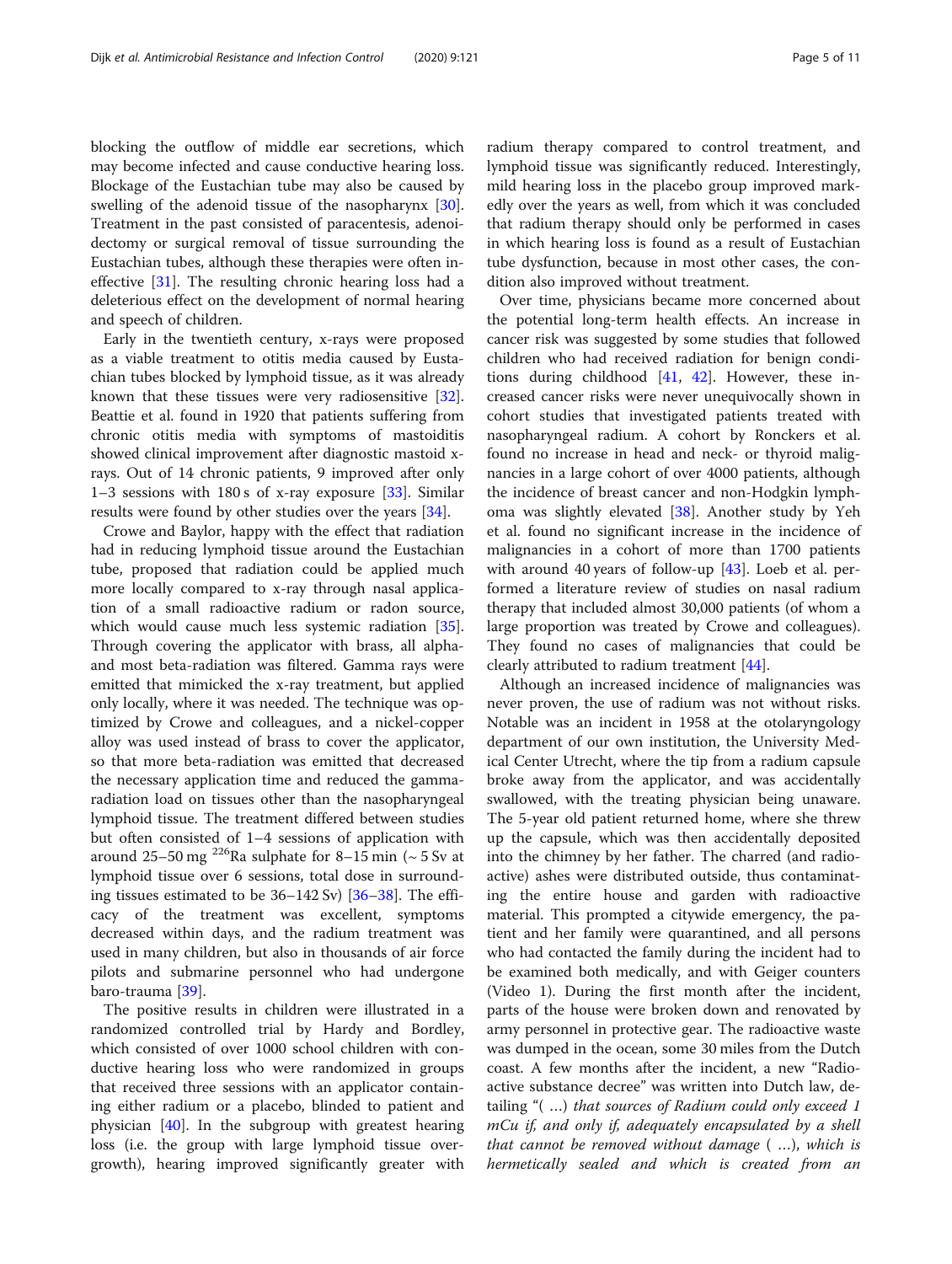blocking the outflow of middle ear secretions, which may become infected and cause conductive hearing loss. Blockage of the Eustachian tube may also be caused by swelling of the adenoid tissue of the nasopharynx [30]. Treatment in the past consisted of paracentesis, adenoidectomy or surgical removal of tissue surrounding the Eustachian tubes, although these therapies were often ineffective [31]. The resulting chronic hearing loss had a deleterious effect on the development of normal hearing and speech of children.

Early in the twentieth century, x-rays were proposed as a viable treatment to otitis media caused by Eustachian tubes blocked by lymphoid tissue, as it was already known that these tissues were very radiosensitive [32]. Beattie et al. found in 1920 that patients suffering from chronic otitis media with symptoms of mastoiditis showed clinical improvement after diagnostic mastoid x-rays. Out of 14 chronic patients, 9 improved after only 1–3 sessions with 180 s of x-ray exposure [33]. Similar results were found by other studies over the years [34].

Crowe and Baylor, happy with the effect that radiation had in reducing lymphoid tissue around the Eustachian tube, proposed that radiation could be applied much more locally compared to x-ray through nasal application of a small radioactive radium or radon source, which would cause much less systemic radiation [35]. Through covering the applicator with brass, all alpha- and most beta-radiation was filtered. Gamma rays were emitted that mimicked the x-ray treatment, but applied only locally, where it was needed. The technique was optimized by Crowe and colleagues, and a nickel-copper alloy was used instead of brass to cover the applicator, so that more beta-radiation was emitted that decreased the necessary application time and reduced the gamma-radiation load on tissues other than the nasopharyngeal lymphoid tissue. The treatment differed between studies but often consisted of 1–4 sessions of application with around 25–50 mg $^{226}$Ra sulphate for 8–15 min (~ 5 Sv at lymphoid tissue over 6 sessions, total dose in surrounding tissues estimated to be 36–142 Sv) [36–38]. The efficacy of the treatment was excellent, symptoms decreased within days, and the radium treatment was used in many children, but also in thousands of air force pilots and submarine personnel who had undergone baro-trauma [39].

The positive results in children were illustrated in a randomized controlled trial by Hardy and Bordley, which consisted of over 1000 school children with conductive hearing loss who were randomized in groups that received three sessions with an applicator containing either radium or a placebo, blinded to patient and physician [40]. In the subgroup with greatest hearing loss (i.e. the group with large lymphoid tissue overgrowth), hearing improved significantly greater with radium therapy compared to control treatment, and lymphoid tissue was significantly reduced. Interestingly, mild hearing loss in the placebo group improved markedly over the years as well, from which it was concluded that radium therapy should only be performed in cases in which hearing loss is found as a result of Eustachian tube dysfunction, because in most other cases, the condition also improved without treatment.

Over time, physicians became more concerned about the potential long-term health effects. An increase in cancer risk was suggested by some studies that followed children who had received radiation for benign conditions during childhood [41, 42]. However, these increased cancer risks were never unequivocally shown in cohort studies that investigated patients treated with nasopharyngeal radium. A cohort by Ronckers et al. found no increase in head and neck- or thyroid malignancies in a large cohort of over 4000 patients, although the incidence of breast cancer and non-Hodgkin lymphoma was slightly elevated [38]. Another study by Yeh et al. found no significant increase in the incidence of malignancies in a cohort of more than 1700 patients with around 40 years of follow-up [43]. Loeb et al. performed a literature review of studies on nasal radium therapy that included almost 30,000 patients (of whom a large proportion was treated by Crowe and colleagues). They found no cases of malignancies that could be clearly attributed to radium treatment [44].

Although an increased incidence of malignancies was never proven, the use of radium was not without risks. Notable was an incident in 1958 at the otolaryngology department of our own institution, the University Medical Center Utrecht, where the tip from a radium capsule broke away from the applicator, and was accidentally swallowed, with the treating physician being unaware. The 5-year old patient returned home, where she threw up the capsule, which was then accidentally deposited into the chimney by her father. The charred (and radioactive) ashes were distributed outside, thus contaminating the entire house and garden with radioactive material. This prompted a citywide emergency, the patient and her family were quarantined, and all persons who had contacted the family during the incident had to be examined both medically, and with Geiger counters (Video 1). During the first month after the incident, parts of the house were broken down and renovated by army personnel in protective gear. The radioactive waste was dumped in the ocean, some 30 miles from the Dutch coast. A few months after the incident, a new "Radioactive substance decree" was written into Dutch law, detailing "*( …) that sources of Radium could only exceed 1 mCu if, and only if, adequately encapsulated by a shell that cannot be removed without damage ( …), which is hermetically sealed and which is created from an*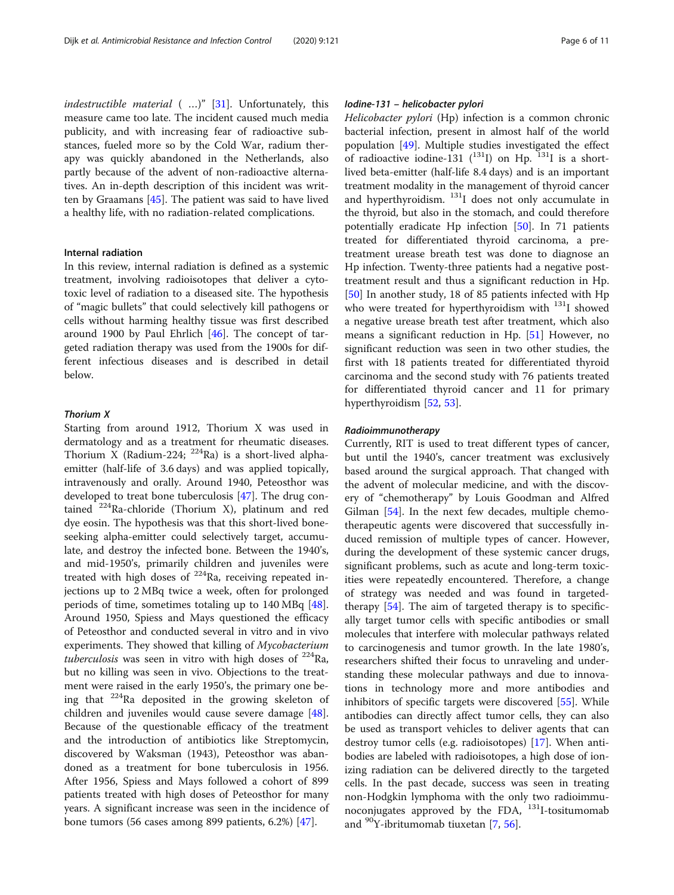*indestructible material* ( ...)" [31]. Unfortunately, this measure came too late. The incident caused much media publicity, and with increasing fear of radioactive substances, fueled more so by the Cold War, radium therapy was quickly abandoned in the Netherlands, also partly because of the advent of non-radioactive alternatives. An in-depth description of this incident was written by Graamans [45]. The patient was said to have lived a healthy life, with no radiation-related complications.

## Internal radiation

In this review, internal radiation is defined as a systemic treatment, involving radioisotopes that deliver a cytotoxic level of radiation to a diseased site. The hypothesis of "magic bullets" that could selectively kill pathogens or cells without harming healthy tissue was first described around 1900 by Paul Ehrlich [46]. The concept of targeted radiation therapy was used from the 1900s for different infectious diseases and is described in detail below.

### Thorium X

Starting from around 1912, Thorium X was used in dermatology and as a treatment for rheumatic diseases. Thorium X (Radium-224; $^{224}$Ra) is a short-lived alpha-emitter (half-life of 3.6 days) and was applied topically, intravenously and orally. Around 1940, Peteosthor was developed to treat bone tuberculosis [47]. The drug contained $^{224}$Ra-chloride (Thorium X), platinum and red dye eosin. The hypothesis was that this short-lived bone-seeking alpha-emitter could selectively target, accumulate, and destroy the infected bone. Between the 1940's, and mid-1950's, primarily children and juveniles were treated with high doses of $^{224}$Ra, receiving repeated injections up to 2 MBq twice a week, often for prolonged periods of time, sometimes totaling up to 140 MBq [48]. Around 1950, Spiess and Mays questioned the efficacy of Peteosthor and conducted several in vitro and in vivo experiments. They showed that killing of *Mycobacterium tuberculosis* was seen in vitro with high doses of $^{224}$Ra, but no killing was seen in vivo. Objections to the treatment were raised in the early 1950's, the primary one being that $^{224}$Ra deposited in the growing skeleton of children and juveniles would cause severe damage [48]. Because of the questionable efficacy of the treatment and the introduction of antibiotics like Streptomycin, discovered by Waksman (1943), Peteosthor was abandoned as a treatment for bone tuberculosis in 1956. After 1956, Spiess and Mays followed a cohort of 899 patients treated with high doses of Peteosthor for many years. A significant increase was seen in the incidence of bone tumors (56 cases among 899 patients, 6.2%) [47].

### Iodine-131 – helicobacter pylori

*Helicobacter pylori* (Hp) infection is a common chronic bacterial infection, present in almost half of the world population [49]. Multiple studies investigated the effect of radioactive iodine-131 ($^{131}$I) on Hp. $^{131}$I is a short-lived beta-emitter (half-life 8.4 days) and is an important treatment modality in the management of thyroid cancer and hyperthyroidism. $^{131}$I does not only accumulate in the thyroid, but also in the stomach, and could therefore potentially eradicate Hp infection [50]. In 71 patients treated for differentiated thyroid carcinoma, a pre-treatment urease breath test was done to diagnose an Hp infection. Twenty-three patients had a negative post-treatment result and thus a significant reduction in Hp. [50] In another study, 18 of 85 patients infected with Hp who were treated for hyperthyroidism with $^{131}$I showed a negative urease breath test after treatment, which also means a significant reduction in Hp. [51] However, no significant reduction was seen in two other studies, the first with 18 patients treated for differentiated thyroid carcinoma and the second study with 76 patients treated for differentiated thyroid cancer and 11 for primary hyperthyroidism [52, 53].

### Radioimmunotherapy

Currently, RIT is used to treat different types of cancer, but until the 1940's, cancer treatment was exclusively based around the surgical approach. That changed with the advent of molecular medicine, and with the discovery of "chemotherapy" by Louis Goodman and Alfred Gilman [54]. In the next few decades, multiple chemotherapeutic agents were discovered that successfully induced remission of multiple types of cancer. However, during the development of these systemic cancer drugs, significant problems, such as acute and long-term toxicities were repeatedly encountered. Therefore, a change of strategy was needed and was found in targeted-therapy [54]. The aim of targeted therapy is to specifically target tumor cells with specific antibodies or small molecules that interfere with molecular pathways related to carcinogenesis and tumor growth. In the late 1980's, researchers shifted their focus to unraveling and understanding these molecular pathways and due to innovations in technology more and more antibodies and inhibitors of specific targets were discovered [55]. While antibodies can directly affect tumor cells, they can also be used as transport vehicles to deliver agents that can destroy tumor cells (e.g. radioisotopes) [17]. When antibodies are labeled with radioisotopes, a high dose of ionizing radiation can be delivered directly to the targeted cells. In the past decade, success was seen in treating non-Hodgkin lymphoma with the only two radioimmunoconjugates approved by the FDA, $^{131}$I-tositumomab and $^{90}$Y-ibritumomab tiuxetan [7, 56].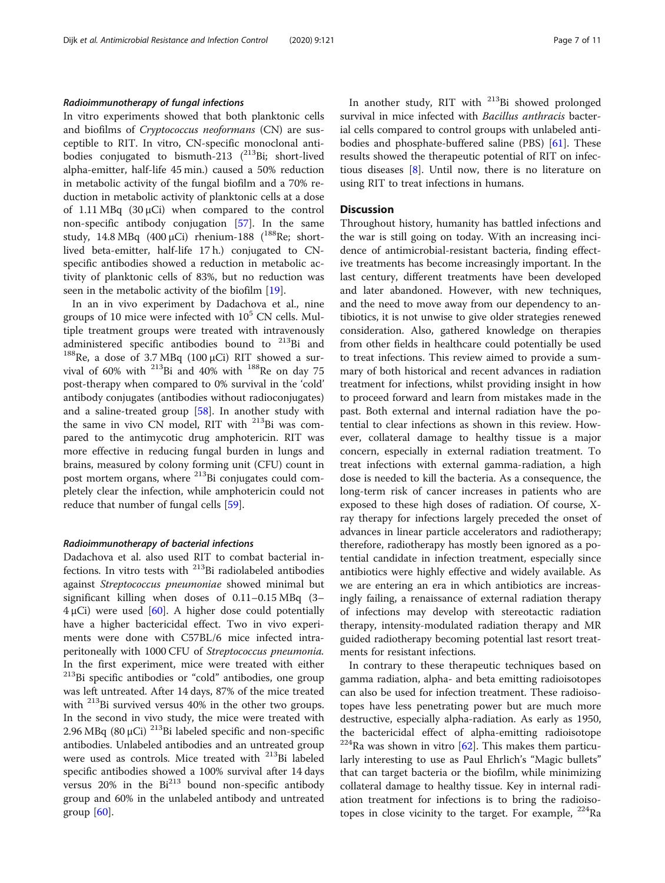### *Radioimmunotherapy of fungal infections*

In vitro experiments showed that both planktonic cells and biofilms of *Cryptococcus neoformans* (CN) are susceptible to RIT. In vitro, CN-specific monoclonal antibodies conjugated to bismuth-213 ($^{213}$Bi; short-lived alpha-emitter, half-life 45 min.) caused a 50% reduction in metabolic activity of the fungal biofilm and a 70% reduction in metabolic activity of planktonic cells at a dose of 1.11 MBq (30 μCi) when compared to the control non-specific antibody conjugation [57]. In the same study, 14.8 MBq (400 μCi) rhenium-188 ($^{188}$Re; short-lived beta-emitter, half-life 17 h.) conjugated to CN-specific antibodies showed a reduction in metabolic activity of planktonic cells of 83%, but no reduction was seen in the metabolic activity of the biofilm [19].

In an in vivo experiment by Dadachova et al., nine groups of 10 mice were infected with $10^5$ CN cells. Multiple treatment groups were treated with intravenously administered specific antibodies bound to $^{213}$Bi and $^{188}$Re, a dose of 3.7 MBq (100 μCi) RIT showed a survival of 60% with $^{213}$Bi and 40% with $^{188}$Re on day 75 post-therapy when compared to 0% survival in the 'cold' antibody conjugates (antibodies without radioconjugates) and a saline-treated group [58]. In another study with the same in vivo CN model, RIT with $^{213}$Bi was compared to the antimycotic drug amphotericin. RIT was more effective in reducing fungal burden in lungs and brains, measured by colony forming unit (CFU) count in post mortem organs, where $^{213}$Bi conjugates could completely clear the infection, while amphotericin could not reduce that number of fungal cells [59].

### *Radioimmunotherapy of bacterial infections*

Dadachova et al. also used RIT to combat bacterial infections. In vitro tests with $^{213}$Bi radiolabeled antibodies against *Streptococcus pneumoniae* showed minimal but significant killing when doses of 0.11–0.15 MBq (3–4 μCi) were used [60]. A higher dose could potentially have a higher bactericidal effect. Two in vivo experiments were done with C57BL/6 mice infected intraperitoneally with 1000 CFU of *Streptococcus pneumonia.* In the first experiment, mice were treated with either $^{213}$Bi specific antibodies or "cold" antibodies, one group was left untreated. After 14 days, 87% of the mice treated with $^{213}$Bi survived versus 40% in the other two groups. In the second in vivo study, the mice were treated with 2.96 MBq (80 μCi) $^{213}$Bi labeled specific and non-specific antibodies. Unlabeled antibodies and an untreated group were used as controls. Mice treated with $^{213}$Bi labeled specific antibodies showed a 100% survival after 14 days versus 20% in the $Bi^{213}$ bound non-specific antibody group and 60% in the unlabeled antibody and untreated group [60].

In another study, RIT with $^{213}$Bi showed prolonged survival in mice infected with *Bacillus anthracis* bacterial cells compared to control groups with unlabeled antibodies and phosphate-buffered saline (PBS) [61]. These results showed the therapeutic potential of RIT on infectious diseases [8]. Until now, there is no literature on using RIT to treat infections in humans.

## Discussion

Throughout history, humanity has battled infections and the war is still going on today. With an increasing incidence of antimicrobial-resistant bacteria, finding effective treatments has become increasingly important. In the last century, different treatments have been developed and later abandoned. However, with new techniques, and the need to move away from our dependency to antibiotics, it is not unwise to give older strategies renewed consideration. Also, gathered knowledge on therapies from other fields in healthcare could potentially be used to treat infections. This review aimed to provide a summary of both historical and recent advances in radiation treatment for infections, whilst providing insight in how to proceed forward and learn from mistakes made in the past. Both external and internal radiation have the potential to clear infections as shown in this review. However, collateral damage to healthy tissue is a major concern, especially in external radiation treatment. To treat infections with external gamma-radiation, a high dose is needed to kill the bacteria. As a consequence, the long-term risk of cancer increases in patients who are exposed to these high doses of radiation. Of course, X-ray therapy for infections largely preceded the onset of advances in linear particle accelerators and radiotherapy; therefore, radiotherapy has mostly been ignored as a potential candidate in infection treatment, especially since antibiotics were highly effective and widely available. As we are entering an era in which antibiotics are increasingly failing, a renaissance of external radiation therapy of infections may develop with stereotactic radiation therapy, intensity-modulated radiation therapy and MR guided radiotherapy becoming potential last resort treatments for resistant infections.

In contrary to these therapeutic techniques based on gamma radiation, alpha- and beta emitting radioisotopes can also be used for infection treatment. These radioisotopes have less penetrating power but are much more destructive, especially alpha-radiation. As early as 1950, the bactericidal effect of alpha-emitting radioisotope $^{224}$Ra was shown in vitro [62]. This makes them particularly interesting to use as Paul Ehrlich's "Magic bullets" that can target bacteria or the biofilm, while minimizing collateral damage to healthy tissue. Key in internal radiation treatment for infections is to bring the radioisotopes in close vicinity to the target. For example, $^{224}$Ra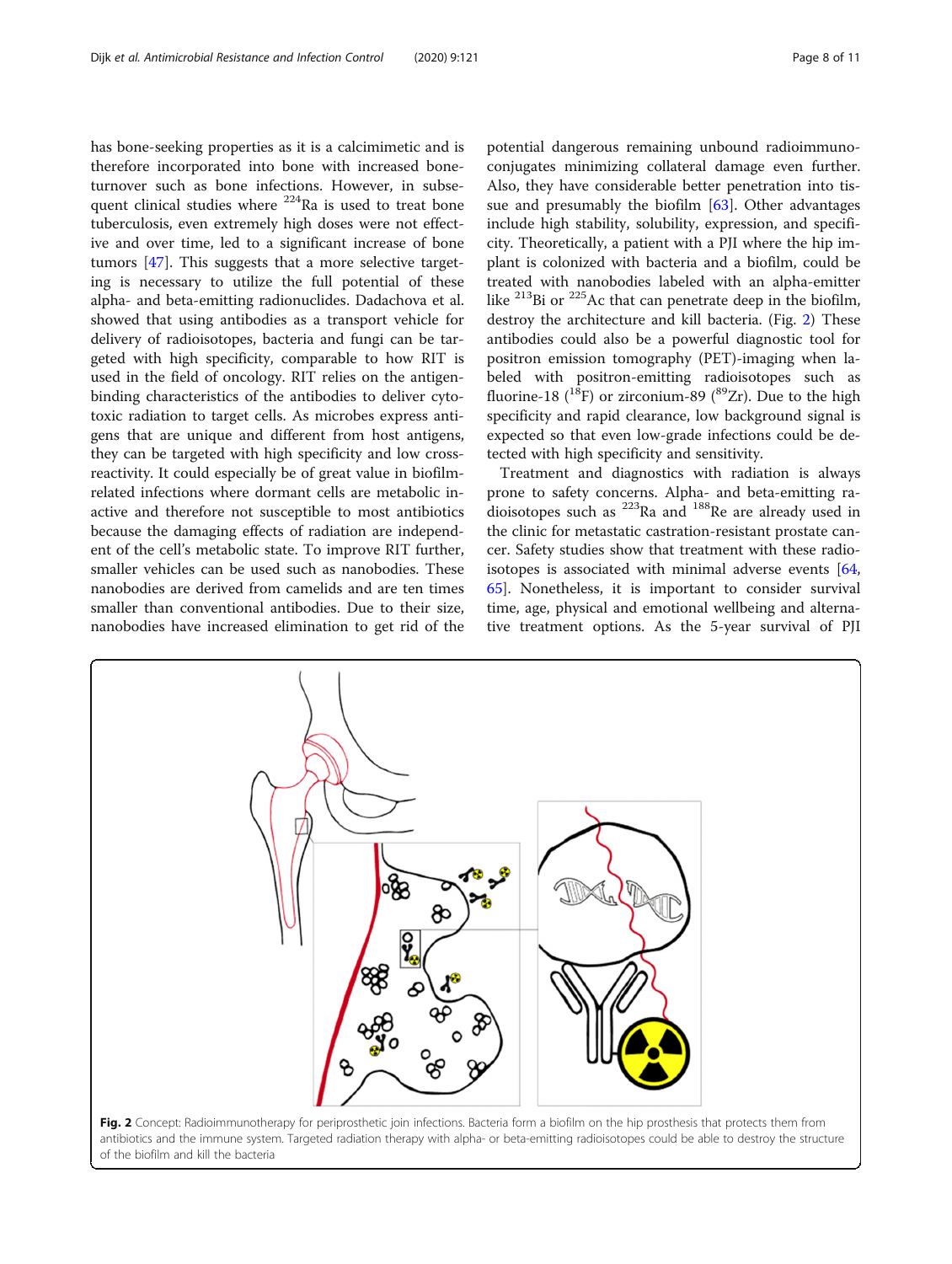has bone-seeking properties as it is a calcimimetic and is therefore incorporated into bone with increased bone-turnover such as bone infections. However, in subsequent clinical studies where $^{224}$Ra is used to treat bone tuberculosis, even extremely high doses were not effective and over time, led to a significant increase of bone tumors [47]. This suggests that a more selective targeting is necessary to utilize the full potential of these alpha- and beta-emitting radionuclides. Dadachova et al. showed that using antibodies as a transport vehicle for delivery of radioisotopes, bacteria and fungi can be targeted with high specificity, comparable to how RIT is used in the field of oncology. RIT relies on the antigen-binding characteristics of the antibodies to deliver cytotoxic radiation to target cells. As microbes express antigens that are unique and different from host antigens, they can be targeted with high specificity and low cross-reactivity. It could especially be of great value in biofilm-related infections where dormant cells are metabolic inactive and therefore not susceptible to most antibiotics because the damaging effects of radiation are independent of the cell's metabolic state. To improve RIT further, smaller vehicles can be used such as nanobodies. These nanobodies are derived from camelids and are ten times smaller than conventional antibodies. Due to their size, nanobodies have increased elimination to get rid of the potential dangerous remaining unbound radioimmunoconjugates minimizing collateral damage even further. Also, they have considerable better penetration into tissue and presumably the biofilm [63]. Other advantages include high stability, solubility, expression, and specificity. Theoretically, a patient with a PJI where the hip implant is colonized with bacteria and a biofilm, could be treated with nanobodies labeled with an alpha-emitter like $^{213}$Bi or $^{225}$Ac that can penetrate deep in the biofilm, destroy the architecture and kill bacteria. (Fig. 2) These antibodies could also be a powerful diagnostic tool for positron emission tomography (PET)-imaging when labeled with positron-emitting radioisotopes such as fluorine-18 ($^{18}$F) or zirconium-89 ($^{89}$Zr). Due to the high specificity and rapid clearance, low background signal is expected so that even low-grade infections could be detected with high specificity and sensitivity.

Treatment and diagnostics with radiation is always prone to safety concerns. Alpha- and beta-emitting radioisotopes such as $^{223}$Ra and $^{188}$Re are already used in the clinic for metastatic castration-resistant prostate cancer. Safety studies show that treatment with these radioisotopes is associated with minimal adverse events [64, 65]. Nonetheless, it is important to consider survival time, age, physical and emotional wellbeing and alternative treatment options. As the 5-year survival of PJI

**Fig. 2** Concept: Radioimmunotherapy for periprosthetic join infections. Bacteria form a biofilm on the hip prosthesis that protects them from antibiotics and the immune system. Targeted radiation therapy with alpha- or beta-emitting radioisotopes could be able to destroy the structure of the biofilm and kill the bacteria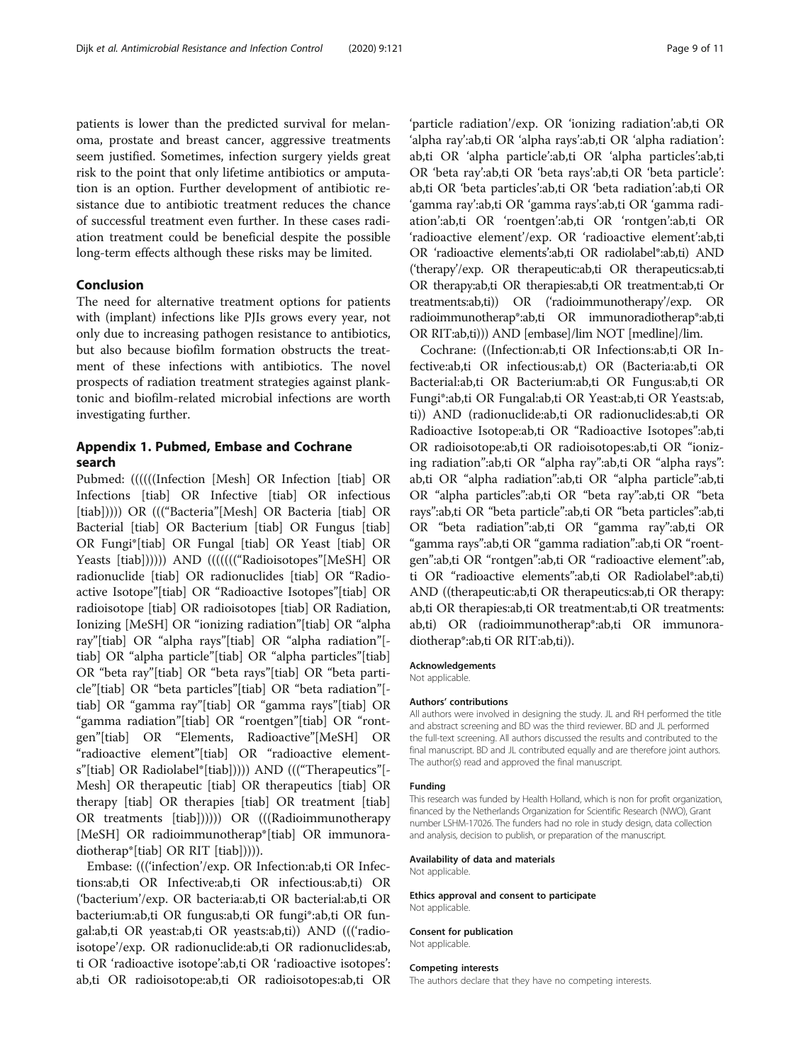patients is lower than the predicted survival for melanoma, prostate and breast cancer, aggressive treatments seem justified. Sometimes, infection surgery yields great risk to the point that only lifetime antibiotics or amputation is an option. Further development of antibiotic resistance due to antibiotic treatment reduces the chance of successful treatment even further. In these cases radiation treatment could be beneficial despite the possible long-term effects although these risks may be limited.

## Conclusion

The need for alternative treatment options for patients with (implant) infections like PJIs grows every year, not only due to increasing pathogen resistance to antibiotics, but also because biofilm formation obstructs the treatment of these infections with antibiotics. The novel prospects of radiation treatment strategies against planktonic and biofilm-related microbial infections are worth investigating further.

## Appendix 1. Pubmed, Embase and Cochrane search

Pubmed: ((((((Infection [Mesh] OR Infection [tiab] OR Infections [tiab] OR Infective [tiab] OR infectious [tiab])))) OR ((("Bacteria"[Mesh] OR Bacteria [tiab] OR Bacterial [tiab] OR Bacterium [tiab] OR Fungus [tiab] OR Fungi*[tiab] OR Fungal [tiab] OR Yeast [tiab] OR Yeasts [tiab]))))) AND ((((((("Radioisotopes"[MeSH] OR radionuclide [tiab] OR radionuclides [tiab] OR "Radioactive Isotope"[tiab] OR "Radioactive Isotopes"[tiab] OR radioisotope [tiab] OR radioisotopes [tiab] OR Radiation, Ionizing [MeSH] OR "ionizing radiation"[tiab] OR "alpha ray"[tiab] OR "alpha rays"[tiab] OR "alpha radiation"[tiab] OR "alpha particle"[tiab] OR "alpha particles"[tiab] OR "beta ray"[tiab] OR "beta rays"[tiab] OR "beta particle"[tiab] OR "beta particles"[tiab] OR "beta radiation"[tiab] OR "gamma ray"[tiab] OR "gamma rays"[tiab] OR "gamma radiation"[tiab] OR "roentgen"[tiab] OR "rontgen"[tiab] OR "Elements, Radioactive"[MeSH] OR "radioactive element"[tiab] OR "radioactive elements"[tiab] OR Radiolabel*[tiab])))) AND ((("Therapeutics"[Mesh] OR therapeutic [tiab] OR therapeutics [tiab] OR therapy [tiab] OR therapies [tiab] OR treatment [tiab] OR treatments [tiab]))))) OR (((Radioimmunotherapy [MeSH] OR radioimmunotherap*[tiab] OR immunoradiotherap*[tiab] OR RIT [tiab])))).

Embase: ((('infection'/exp. OR Infection:ab,ti OR Infections:ab,ti OR Infective:ab,ti OR infectious:ab,ti) OR ('bacterium'/exp. OR bacteria:ab,ti OR bacterial:ab,ti OR bacterium:ab,ti OR fungus:ab,ti OR fungi*:ab,ti OR fungal:ab,ti OR yeast:ab,ti OR yeasts:ab,ti)) AND ((('radioisotope'/exp. OR radionuclide:ab,ti OR radionuclides:ab,ti OR 'radioactive isotope':ab,ti OR 'radioactive isotopes':ab,ti OR radioisotope:ab,ti OR radioisotopes:ab,ti OR 'particle radiation'/exp. OR 'ionizing radiation':ab,ti OR 'alpha ray':ab,ti OR 'alpha rays':ab,ti OR 'alpha radiation':ab,ti OR 'alpha particle':ab,ti OR 'alpha particles':ab,ti OR 'beta ray':ab,ti OR 'beta rays':ab,ti OR 'beta particle':ab,ti OR 'beta particles':ab,ti OR 'beta radiation':ab,ti OR 'gamma ray':ab,ti OR 'gamma rays':ab,ti OR 'gamma radiation':ab,ti OR 'roentgen':ab,ti OR 'rontgen':ab,ti OR 'radioactive element'/exp. OR 'radioactive element':ab,ti OR 'radioactive elements':ab,ti OR radiolabel*:ab,ti) AND ('therapy'/exp. OR therapeutic:ab,ti OR therapeutics:ab,ti OR therapy:ab,ti OR therapies:ab,ti OR treatment:ab,ti Or treatments:ab,ti)) OR ('radioimmunotherapy'/exp. OR radioimmunotherap*:ab,ti OR immunoradiotherap*:ab,ti OR RIT:ab,ti))) AND [embase]/lim NOT [medline]/lim.

Cochrane: ((Infection:ab,ti OR Infections:ab,ti OR Infective:ab,ti OR infectious:ab,t) OR (Bacteria:ab,ti OR Bacterial:ab,ti OR Bacterium:ab,ti OR Fungus:ab,ti OR Fungi*:ab,ti OR Fungal:ab,ti OR Yeast:ab,ti OR Yeasts:ab,ti)) AND (radionuclide:ab,ti OR radionuclides:ab,ti OR Radioactive Isotope:ab,ti OR "Radioactive Isotopes":ab,ti OR radioisotope:ab,ti OR radioisotopes:ab,ti OR "ionizing radiation":ab,ti OR "alpha ray":ab,ti OR "alpha rays":ab,ti OR "alpha radiation":ab,ti OR "alpha particle":ab,ti OR "alpha particles":ab,ti OR "beta ray":ab,ti OR "beta rays":ab,ti OR "beta particle":ab,ti OR "beta particles":ab,ti OR "beta radiation":ab,ti OR "gamma ray":ab,ti OR "gamma rays":ab,ti OR "gamma radiation":ab,ti OR "roentgen":ab,ti OR "rontgen":ab,ti OR "radioactive element":ab,ti OR "radioactive elements":ab,ti OR Radiolabel*:ab,ti) AND ((therapeutic:ab,ti OR therapeutics:ab,ti OR therapy:ab,ti OR therapies:ab,ti OR treatment:ab,ti OR treatments:ab,ti) OR (radioimmunotherap*:ab,ti OR immunoradiotherap*:ab,ti OR RIT:ab,ti)).

#### Acknowledgements

Not applicable.

#### Authors' contributions

All authors were involved in designing the study. JL and RH performed the title and abstract screening and BD was the third reviewer. BD and JL performed the full-text screening. All authors discussed the results and contributed to the final manuscript. BD and JL contributed equally and are therefore joint authors. The author(s) read and approved the final manuscript.

#### Funding

This research was funded by Health Holland, which is non for profit organization, financed by the Netherlands Organization for Scientific Research (NWO), Grant number LSHM-17026. The funders had no role in study design, data collection and analysis, decision to publish, or preparation of the manuscript.

#### Availability of data and materials

Not applicable.

#### Ethics approval and consent to participate

Not applicable.

#### Consent for publication

Not applicable.

#### Competing interests

The authors declare that they have no competing interests.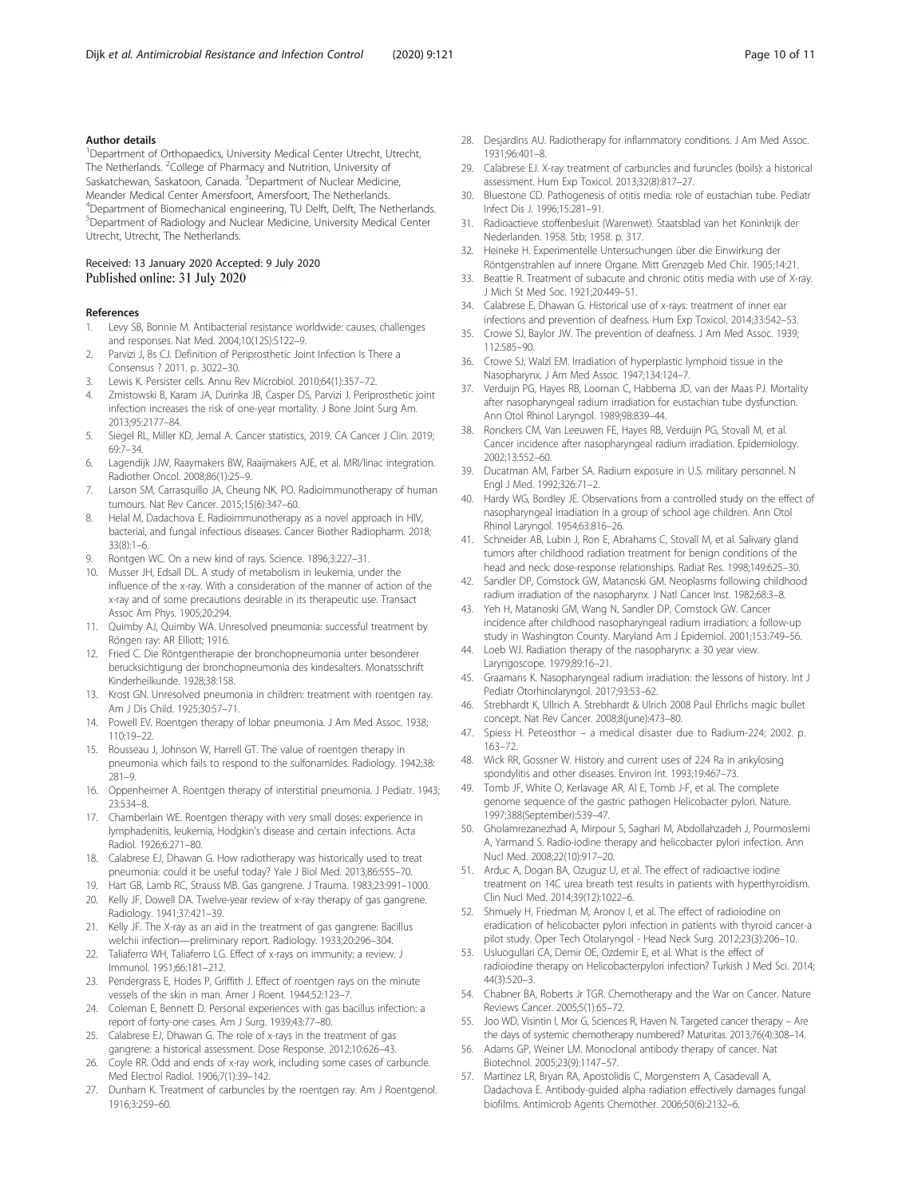#### Author details

[1]Department of Orthopaedics, University Medical Center Utrecht, Utrecht, The Netherlands. [2]College of Pharmacy and Nutrition, University of Saskatchewan, Saskatoon, Canada. [3]Department of Nuclear Medicine, Meander Medical Center Amersfoort, Amersfoort, The Netherlands. [4]Department of Biomechanical engineering, TU Delft, Delft, The Netherlands. [5]Department of Radiology and Nuclear Medicine, University Medical Center Utrecht, Utrecht, The Netherlands.

Received: 13 January 2020 Accepted: 9 July 2020
Published online: 31 July 2020

#### References

1. Levy SB, Bonnie M. Antibacterial resistance worldwide: causes, challenges and responses. Nat Med. 2004;10(12S):S122–9.
2. Parvizi J, Bs CJ. Definition of Periprosthetic Joint Infection Is There a Consensus ? 2011. p. 3022–30.
3. Lewis K. Persister cells. Annu Rev Microbiol. 2010;64(1):357–72.
4. Zmistowski B, Karam JA, Durinka JB, Casper DS, Parvizi J. Periprosthetic joint infection increases the risk of one-year mortality. J Bone Joint Surg Am. 2013;95:2177–84.
5. Siegel RL, Miller KD, Jemal A. Cancer statistics, 2019. CA Cancer J Clin. 2019; 69:7–34.
6. Lagendijk JJW, Raaymakers BW, Raaijmakers AJE, et al. MRI/linac integration. Radiother Oncol. 2008;86(1):25–9.
7. Larson SM, Carrasquillo JA, Cheung NK. PO. Radioimmunotherapy of human tumours. Nat Rev Cancer. 2015;15(6):347–60.
8. Helal M, Dadachova E. Radioimmunotherapy as a novel approach in HIV, bacterial, and fungal infectious diseases. Cancer Biother Radiopharm. 2018; 33(8):1–6.
9. Rontgen WC. On a new kind of rays. Science. 1896;3:227–31.
10. Musser JH, Edsall DL. A study of metabolism in leukemia, under the influence of the x-ray. With a consideration of the manner of action of the x-ray and of some precautions desirable in its therapeutic use. Transact Assoc Am Phys. 1905;20:294.
11. Quimby AJ, Quimby WA. Unresolved pneumonia: successful treatment by Röngen ray: AR Elliott; 1916.
12. Fried C. Die Röntgentherapie der bronchopneumonia unter besonderer berucksichtigung der bronchopneumonia des kindesalters. Monatsschrift Kinderheilkunde. 1928;38:158.
13. Krost GN. Unresolved pneumonia in children: treatment with roentgen ray. Am J Dis Child. 1925;30:57–71.
14. Powell EV. Roentgen therapy of lobar pneumonia. J Am Med Assoc. 1938; 110:19–22.
15. Rousseau J, Johnson W, Harrell GT. The value of roentgen therapy in pneumonia which fails to respond to the sulfonamides. Radiology. 1942;38: 281–9.
16. Oppenheimer A. Roentgen therapy of interstitial pneumonia. J Pediatr. 1943; 23:534–8.
17. Chamberlain WE. Roentgen therapy with very small doses: experience in lymphadenitis, leukemia, Hodgkin's disease and certain infections. Acta Radiol. 1926;6:271–80.
18. Calabrese EJ, Dhawan G. How radiotherapy was historically used to treat pneumonia: could it be useful today? Yale J Biol Med. 2013;86:555–70.
19. Hart GB, Lamb RC, Strauss MB. Gas gangrene. J Trauma. 1983;23:991–1000.
20. Kelly JF, Dowell DA. Twelve-year review of x-ray therapy of gas gangrene. Radiology. 1941;37:421–39.
21. Kelly JF. The X-ray as an aid in the treatment of gas gangrene: Bacillus welchii infection—preliminary report. Radiology. 1933;20:296–304.
22. Taliaferro WH, Taliaferro LG. Effect of x-rays on immunity; a review. J Immunol. 1951;66:181–212.
23. Pendergrass E, Hodes P, Griffith J. Effect of roentgen rays on the minute vessels of the skin in man. Amer J Roent. 1944;52:123–7.
24. Coleman E, Bennett D. Personal experiences with gas bacillus infection: a report of forty-one cases. Am J Surg. 1939;43:77–80.
25. Calabrese EJ, Dhawan G. The role of x-rays in the treatment of gas gangrene: a historical assessment. Dose Response. 2012;10:626–43.
26. Coyle RR. Odd and ends of x-ray work, including some cases of carbuncle. Med Electrol Radiol. 1906;7(1):39–142.
27. Dunham K. Treatment of carbuncles by the roentgen ray. Am J Roentgenol. 1916;3:259–60.
28. Desjardins AU. Radiotherapy for inflammatory conditions. J Am Med Assoc. 1931;96:401–8.
29. Calabrese EJ. X-ray treatment of carbuncles and furuncles (boils): a historical assessment. Hum Exp Toxicol. 2013;32(8):817–27.
30. Bluestone CD. Pathogenesis of otitis media: role of eustachian tube. Pediatr Infect Dis J. 1996;15:281–91.
31. Radioactieve stoffenbesluit (Warenwet). Staatsblad van het Koninkrijk der Nederlanden. 1958. Stb; 1958. p. 317.
32. Heineke H. Experimentelle Untersuchungen über die Einwirkung der Röntgenstrahlen auf innere Organe. Mitt Grenzgeb Med Chir. 1905;14:21.
33. Beattie R. Treatment of subacute and chronic otitis media with use of X-ray. J Mich St Med Soc. 1921;20:449–51.
34. Calabrese E, Dhawan G. Historical use of x-rays: treatment of inner ear infections and prevention of deafness. Hum Exp Toxicol. 2014;33:542–53.
35. Crowe SJ, Baylor JW. The prevention of deafness. J Am Med Assoc. 1939; 112:585–90.
36. Crowe SJ, Walzl EM. Irradiation of hyperplastic lymphoid tissue in the Nasopharynx. J Am Med Assoc. 1947;134:124–7.
37. Verduijn PG, Hayes RB, Looman C, Habbema JD, van der Maas PJ. Mortality after nasopharyngeal radium irradiation for eustachian tube dysfunction. Ann Otol Rhinol Laryngol. 1989;98:839–44.
38. Ronckers CM, Van Leeuwen FE, Hayes RB, Verduijn PG, Stovall M, et al. Cancer incidence after nasopharyngeal radium irradiation. Epidemiology. 2002;13:552–60.
39. Ducatman AM, Farber SA. Radium exposure in U.S. military personnel. N Engl J Med. 1992;326:71–2.
40. Hardy WG, Bordley JE. Observations from a controlled study on the effect of nasopharyngeal irradiation in a group of school age children. Ann Otol Rhinol Laryngol. 1954;63:816–26.
41. Schneider AB, Lubin J, Ron E, Abrahams C, Stovall M, et al. Salivary gland tumors after childhood radiation treatment for benign conditions of the head and neck: dose-response relationships. Radiat Res. 1998;149:625–30.
42. Sandler DP, Comstock GW, Matanoski GM. Neoplasms following childhood radium irradiation of the nasopharynx. J Natl Cancer Inst. 1982;68:3–8.
43. Yeh H, Matanoski GM, Wang N, Sandler DP, Comstock GW. Cancer incidence after childhood nasopharyngeal radium irradiation: a follow-up study in Washington County. Maryland Am J Epidemiol. 2001;153:749–56.
44. Loeb WJ. Radiation therapy of the nasopharynx: a 30 year view. Laryngoscope. 1979;89:16–21.
45. Graamans K. Nasopharyngeal radium irradiation: the lessons of history. Int J Pediatr Otorhinolaryngol. 2017;93:53–62.
46. Strebhardt K, Ullrich A. Strebhardt & Ulrich 2008 Paul Ehrlichs magic bullet concept. Nat Rev Cancer. 2008;8(june):473–80.
47. Spiess H. Peteosthor – a medical disaster due to Radium-224; 2002. p. 163–72.
48. Wick RR, Gossner W. History and current uses of 224 Ra in ankylosing spondylitis and other diseases. Environ Int. 1993;19:467–73.
49. Tomb JF, White O, Kerlavage AR, Al E, Tomb J-F, et al. The complete genome sequence of the gastric pathogen Helicobacter pylori. Nature. 1997;388(September):539–47.
50. Gholamrezanezhad A, Mirpour S, Saghari M, Abdollahzadeh J, Pourmoslemi A, Yarmand S. Radio-iodine therapy and helicobacter pylori infection. Ann Nucl Med. 2008;22(10):917–20.
51. Arduc A, Dogan BA, Ozuguz U, et al. The effect of radioactive iodine treatment on 14C urea breath test results in patients with hyperthyroidism. Clin Nucl Med. 2014;39(12):1022–6.
52. Shmuely H, Friedman M, Aronov I, et al. The effect of radioiodine on eradication of helicobacter pylori infection in patients with thyroid cancer-a pilot study. Oper Tech Otolaryngol - Head Neck Surg. 2012;23(3):206–10.
53. Usluogullari CA, Demir OE, Ozdemir E, et al. What is the effect of radioiodine therapy on Helicobacterpylori infection? Turkish J Med Sci. 2014; 44(3):520–3.
54. Chabner BA, Roberts Jr TGR. Chemotherapy and the War on Cancer. Nature Reviews Cancer. 2005;5(1):65–72.
55. Joo WD, Visintin I, Mor G, Sciences R, Haven N. Targeted cancer therapy – Are the days of systemic chemotherapy numbered? Maturitas. 2013;76(4):308–14.
56. Adams GP, Weiner LM. Monoclonal antibody therapy of cancer. Nat Biotechnol. 2005;23(9):1147–57.
57. Martinez LR, Bryan RA, Apostolidis C, Morgenstern A, Casadevall A, Dadachova E. Antibody-guided alpha radiation effectively damages fungal biofilms. Antimicrob Agents Chemother. 2006;50(6):2132–6.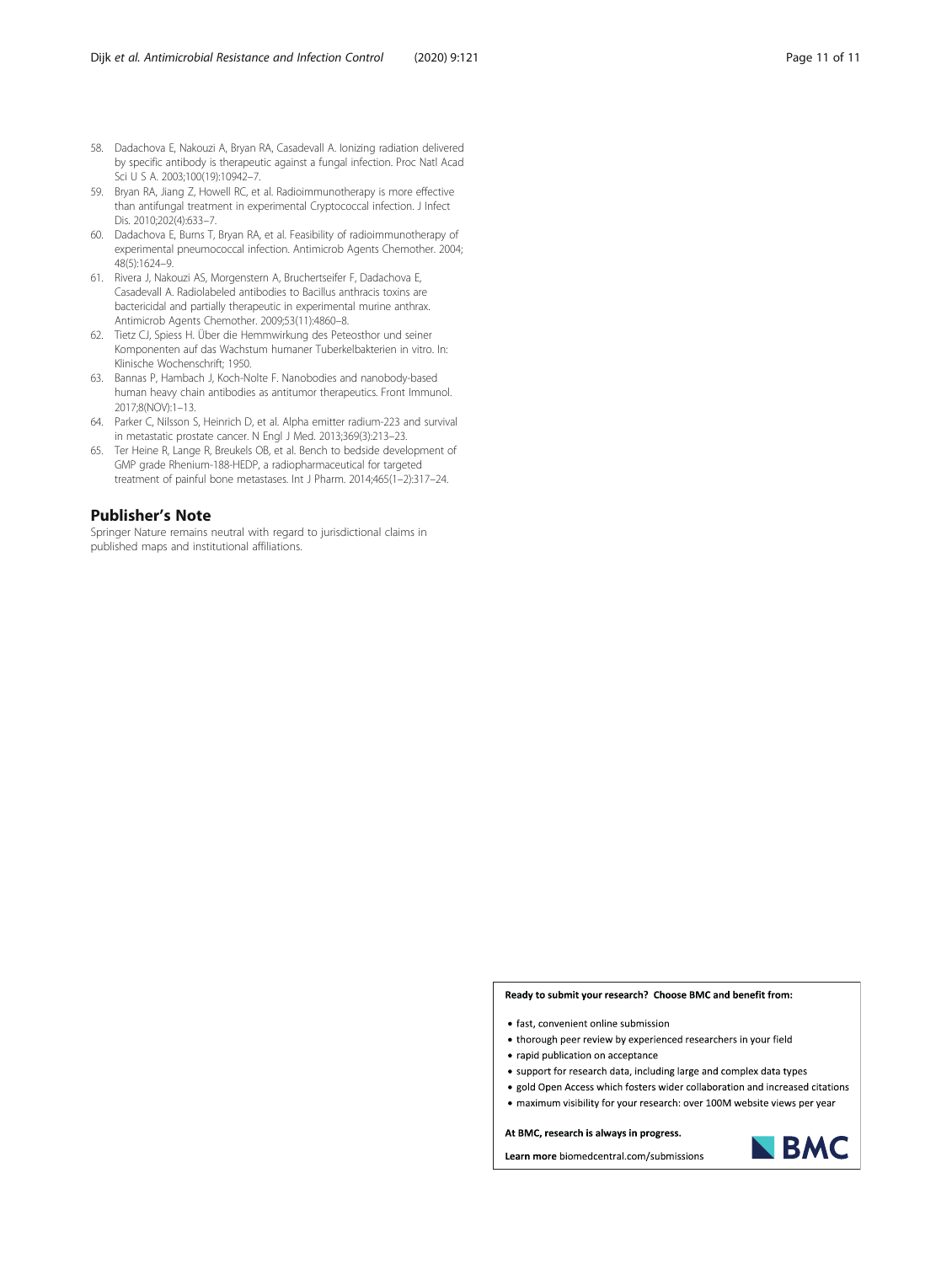58. Dadachova E, Nakouzi A, Bryan RA, Casadevall A. Ionizing radiation delivered by specific antibody is therapeutic against a fungal infection. Proc Natl Acad Sci U S A. 2003;100(19):10942–7.
59. Bryan RA, Jiang Z, Howell RC, et al. Radioimmunotherapy is more effective than antifungal treatment in experimental Cryptococcal infection. J Infect Dis. 2010;202(4):633–7.
60. Dadachova E, Burns T, Bryan RA, et al. Feasibility of radioimmunotherapy of experimental pneumococcal infection. Antimicrob Agents Chemother. 2004; 48(5):1624–9.
61. Rivera J, Nakouzi AS, Morgenstern A, Bruchertseifer F, Dadachova E, Casadevall A. Radiolabeled antibodies to Bacillus anthracis toxins are bactericidal and partially therapeutic in experimental murine anthrax. Antimicrob Agents Chemother. 2009;53(11):4860–8.
62. Tietz CJ, Spiess H. Über die Hemmwirkung des Peteosthor und seiner Komponenten auf das Wachstum humaner Tuberkelbakterien in vitro. In: Klinische Wochenschrift; 1950.
63. Bannas P, Hambach J, Koch-Nolte F. Nanobodies and nanobody-based human heavy chain antibodies as antitumor therapeutics. Front Immunol. 2017;8(NOV):1–13.
64. Parker C, Nilsson S, Heinrich D, et al. Alpha emitter radium-223 and survival in metastatic prostate cancer. N Engl J Med. 2013;369(3):213–23.
65. Ter Heine R, Lange R, Breukels OB, et al. Bench to bedside development of GMP grade Rhenium-188-HEDP, a radiopharmaceutical for targeted treatment of painful bone metastases. Int J Pharm. 2014;465(1–2):317–24.

## Publisher's Note

Springer Nature remains neutral with regard to jurisdictional claims in published maps and institutional affiliations.

**Ready to submit your research? Choose BMC and benefit from:**

- fast, convenient online submission
- thorough peer review by experienced researchers in your field
- rapid publication on acceptance
- support for research data, including large and complex data types
- gold Open Access which fosters wider collaboration and increased citations
- maximum visibility for your research: over 100M website views per year

**At BMC, research is always in progress.**

**Learn more** biomedcentral.com/submissions

BMC